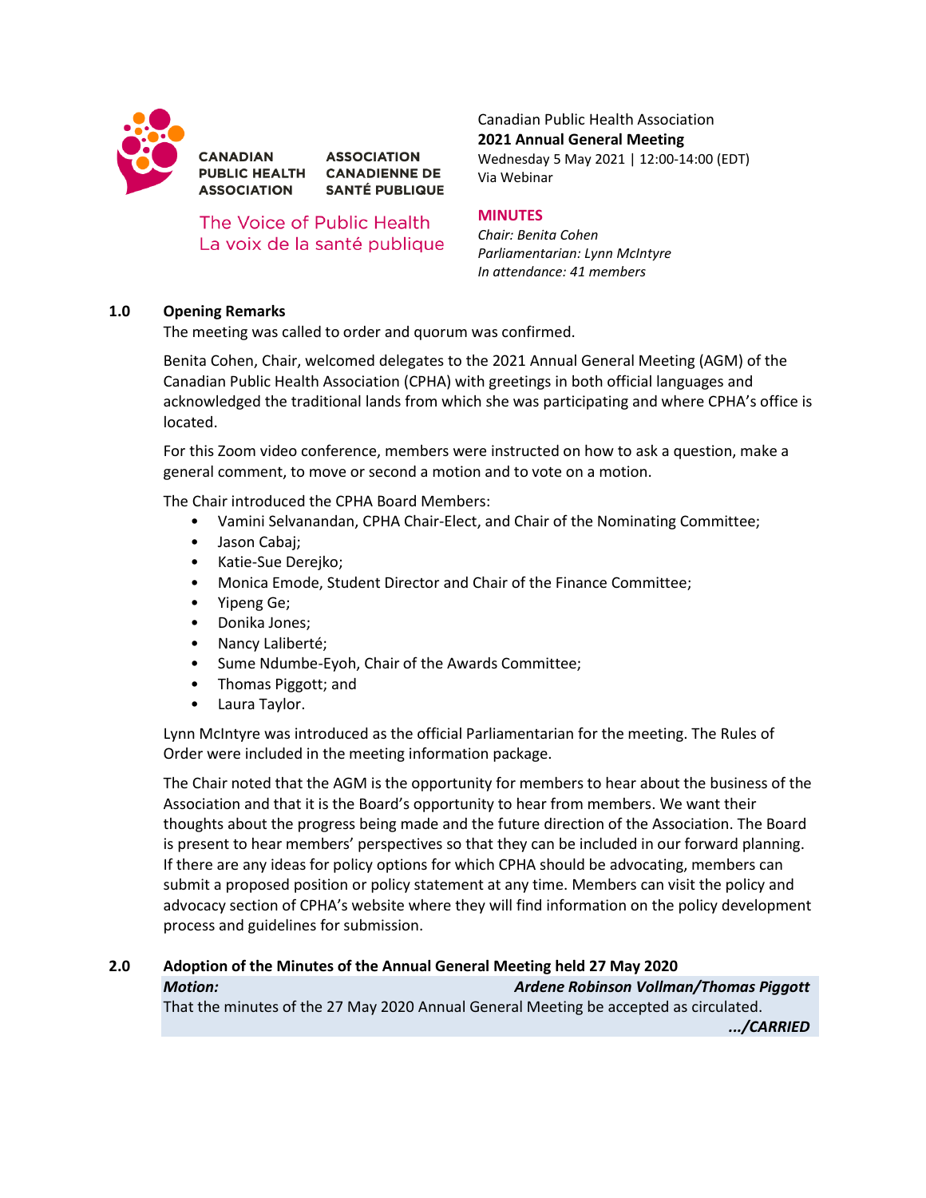CANADIAN PUBLIC HEALTH ASSOCIATION
ASSOCIATION CANADIENNE DE SANTÉ PUBLIQUE

The Voice of Public Health
La voix de la santé publique

Canadian Public Health Association
**2021 Annual General Meeting**
Wednesday 5 May 2021 | 12:00-14:00 (EDT)
Via Webinar

**MINUTES**

*Chair: Benita Cohen*
*Parliamentarian: Lynn McIntyre*
*In attendance: 41 members*

## 1.0 Opening Remarks

The meeting was called to order and quorum was confirmed.

Benita Cohen, Chair, welcomed delegates to the 2021 Annual General Meeting (AGM) of the Canadian Public Health Association (CPHA) with greetings in both official languages and acknowledged the traditional lands from which she was participating and where CPHA's office is located.

For this Zoom video conference, members were instructed on how to ask a question, make a general comment, to move or second a motion and to vote on a motion.

The Chair introduced the CPHA Board Members:

- Vamini Selvanandan, CPHA Chair-Elect, and Chair of the Nominating Committee;
- Jason Cabaj;
- Katie-Sue Derejko;
- Monica Emode, Student Director and Chair of the Finance Committee;
- Yipeng Ge;
- Donika Jones;
- Nancy Laliberté;
- Sume Ndumbe-Eyoh, Chair of the Awards Committee;
- Thomas Piggott; and
- Laura Taylor.

Lynn McIntyre was introduced as the official Parliamentarian for the meeting. The Rules of Order were included in the meeting information package.

The Chair noted that the AGM is the opportunity for members to hear about the business of the Association and that it is the Board's opportunity to hear from members. We want their thoughts about the progress being made and the future direction of the Association. The Board is present to hear members' perspectives so that they can be included in our forward planning. If there are any ideas for policy options for which CPHA should be advocating, members can submit a proposed position or policy statement at any time. Members can visit the policy and advocacy section of CPHA's website where they will find information on the policy development process and guidelines for submission.

## 2.0 Adoption of the Minutes of the Annual General Meeting held 27 May 2020

***Motion:*** ***Ardene Robinson Vollman/Thomas Piggott***

That the minutes of the 27 May 2020 Annual General Meeting be accepted as circulated.

***.../CARRIED***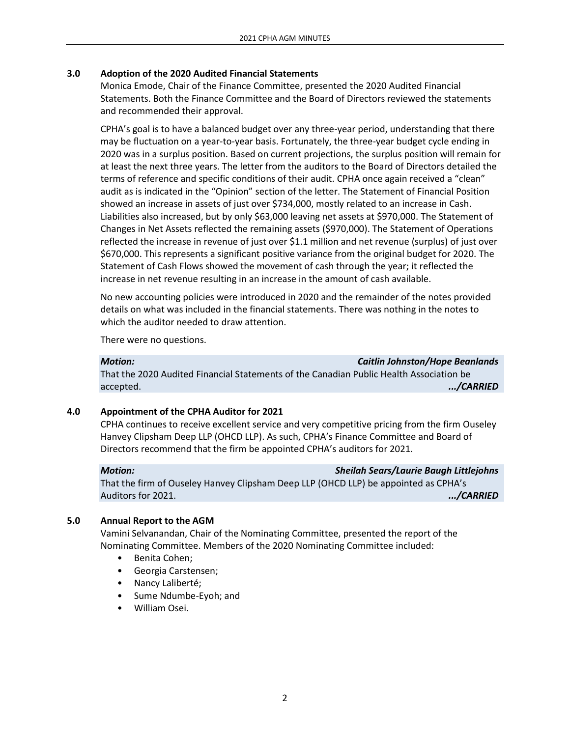## 3.0 Adoption of the 2020 Audited Financial Statements

Monica Emode, Chair of the Finance Committee, presented the 2020 Audited Financial Statements. Both the Finance Committee and the Board of Directors reviewed the statements and recommended their approval.

CPHA's goal is to have a balanced budget over any three-year period, understanding that there may be fluctuation on a year-to-year basis. Fortunately, the three-year budget cycle ending in 2020 was in a surplus position. Based on current projections, the surplus position will remain for at least the next three years. The letter from the auditors to the Board of Directors detailed the terms of reference and specific conditions of their audit. CPHA once again received a "clean" audit as is indicated in the "Opinion" section of the letter. The Statement of Financial Position showed an increase in assets of just over $734,000, mostly related to an increase in Cash. Liabilities also increased, but by only $63,000 leaving net assets at $970,000. The Statement of Changes in Net Assets reflected the remaining assets ($970,000). The Statement of Operations reflected the increase in revenue of just over $1.1 million and net revenue (surplus) of just over $670,000. This represents a significant positive variance from the original budget for 2020. The Statement of Cash Flows showed the movement of cash through the year; it reflected the increase in net revenue resulting in an increase in the amount of cash available.

No new accounting policies were introduced in 2020 and the remainder of the notes provided details on what was included in the financial statements. There was nothing in the notes to which the auditor needed to draw attention.

There were no questions.

***Motion:*** ***Caitlin Johnston/Hope Beanlands***

That the 2020 Audited Financial Statements of the Canadian Public Health Association be accepted. ***.../CARRIED***

## 4.0 Appointment of the CPHA Auditor for 2021

CPHA continues to receive excellent service and very competitive pricing from the firm Ouseley Hanvey Clipsham Deep LLP (OHCD LLP). As such, CPHA's Finance Committee and Board of Directors recommend that the firm be appointed CPHA's auditors for 2021.

***Motion:*** ***Sheilah Sears/Laurie Baugh Littlejohns***

That the firm of Ouseley Hanvey Clipsham Deep LLP (OHCD LLP) be appointed as CPHA's Auditors for 2021. ***.../CARRIED***

## 5.0 Annual Report to the AGM

Vamini Selvanandan, Chair of the Nominating Committee, presented the report of the Nominating Committee. Members of the 2020 Nominating Committee included:

- Benita Cohen;
- Georgia Carstensen;
- Nancy Laliberté;
- Sume Ndumbe-Eyoh; and
- William Osei.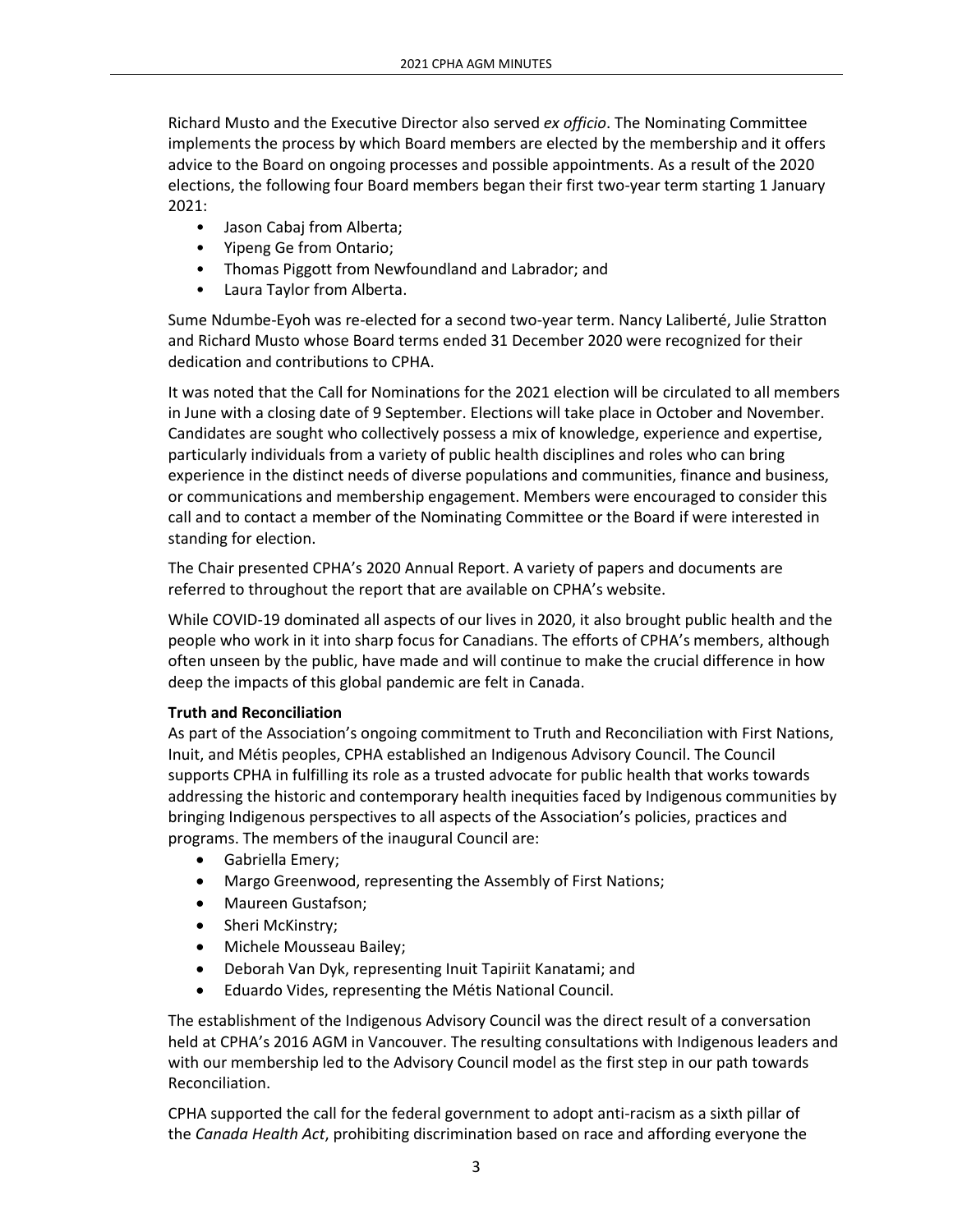Richard Musto and the Executive Director also served *ex officio*. The Nominating Committee implements the process by which Board members are elected by the membership and it offers advice to the Board on ongoing processes and possible appointments. As a result of the 2020 elections, the following four Board members began their first two-year term starting 1 January 2021:

- Jason Cabaj from Alberta;
- Yipeng Ge from Ontario;
- Thomas Piggott from Newfoundland and Labrador; and
- Laura Taylor from Alberta.

Sume Ndumbe-Eyoh was re-elected for a second two-year term. Nancy Laliberté, Julie Stratton and Richard Musto whose Board terms ended 31 December 2020 were recognized for their dedication and contributions to CPHA.

It was noted that the Call for Nominations for the 2021 election will be circulated to all members in June with a closing date of 9 September. Elections will take place in October and November. Candidates are sought who collectively possess a mix of knowledge, experience and expertise, particularly individuals from a variety of public health disciplines and roles who can bring experience in the distinct needs of diverse populations and communities, finance and business, or communications and membership engagement. Members were encouraged to consider this call and to contact a member of the Nominating Committee or the Board if were interested in standing for election.

The Chair presented CPHA's 2020 Annual Report. A variety of papers and documents are referred to throughout the report that are available on CPHA's website.

While COVID-19 dominated all aspects of our lives in 2020, it also brought public health and the people who work in it into sharp focus for Canadians. The efforts of CPHA's members, although often unseen by the public, have made and will continue to make the crucial difference in how deep the impacts of this global pandemic are felt in Canada.

**Truth and Reconciliation**

As part of the Association's ongoing commitment to Truth and Reconciliation with First Nations, Inuit, and Métis peoples, CPHA established an Indigenous Advisory Council. The Council supports CPHA in fulfilling its role as a trusted advocate for public health that works towards addressing the historic and contemporary health inequities faced by Indigenous communities by bringing Indigenous perspectives to all aspects of the Association's policies, practices and programs. The members of the inaugural Council are:

- Gabriella Emery;
- Margo Greenwood, representing the Assembly of First Nations;
- Maureen Gustafson;
- Sheri McKinstry;
- Michele Mousseau Bailey;
- Deborah Van Dyk, representing Inuit Tapiriit Kanatami; and
- Eduardo Vides, representing the Métis National Council.

The establishment of the Indigenous Advisory Council was the direct result of a conversation held at CPHA's 2016 AGM in Vancouver. The resulting consultations with Indigenous leaders and with our membership led to the Advisory Council model as the first step in our path towards Reconciliation.

CPHA supported the call for the federal government to adopt anti-racism as a sixth pillar of the *Canada Health Act*, prohibiting discrimination based on race and affording everyone the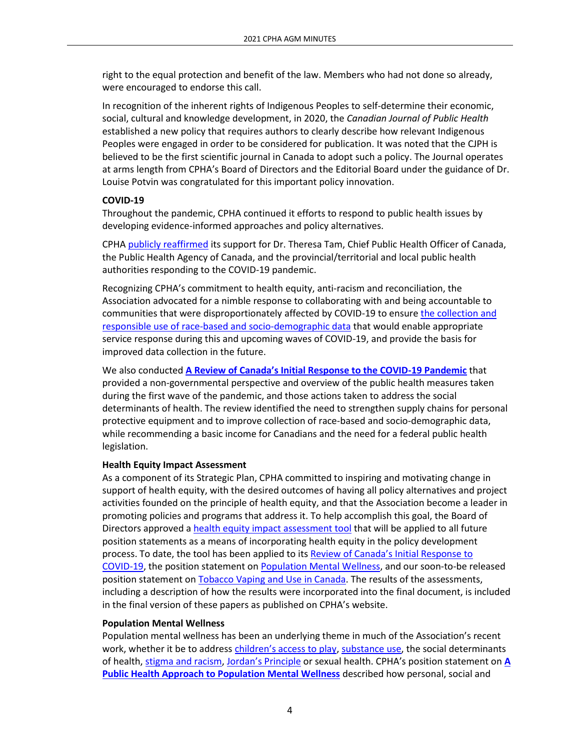right to the equal protection and benefit of the law. Members who had not done so already, were encouraged to endorse this call.

In recognition of the inherent rights of Indigenous Peoples to self-determine their economic, social, cultural and knowledge development, in 2020, the *Canadian Journal of Public Health* established a new policy that requires authors to clearly describe how relevant Indigenous Peoples were engaged in order to be considered for publication. It was noted that the CJPH is believed to be the first scientific journal in Canada to adopt such a policy. The Journal operates at arms length from CPHA's Board of Directors and the Editorial Board under the guidance of Dr. Louise Potvin was congratulated for this important policy innovation.

**COVID-19**

Throughout the pandemic, CPHA continued it efforts to respond to public health issues by developing evidence-informed approaches and policy alternatives.

CPHA publicly reaffirmed its support for Dr. Theresa Tam, Chief Public Health Officer of Canada, the Public Health Agency of Canada, and the provincial/territorial and local public health authorities responding to the COVID-19 pandemic.

Recognizing CPHA's commitment to health equity, anti-racism and reconciliation, the Association advocated for a nimble response to collaborating with and being accountable to communities that were disproportionately affected by COVID-19 to ensure the collection and responsible use of race-based and socio-demographic data that would enable appropriate service response during this and upcoming waves of COVID-19, and provide the basis for improved data collection in the future.

We also conducted **A Review of Canada's Initial Response to the COVID-19 Pandemic** that provided a non-governmental perspective and overview of the public health measures taken during the first wave of the pandemic, and those actions taken to address the social determinants of health. The review identified the need to strengthen supply chains for personal protective equipment and to improve collection of race-based and socio-demographic data, while recommending a basic income for Canadians and the need for a federal public health legislation.

**Health Equity Impact Assessment**

As a component of its Strategic Plan, CPHA committed to inspiring and motivating change in support of health equity, with the desired outcomes of having all policy alternatives and project activities founded on the principle of health equity, and that the Association become a leader in promoting policies and programs that address it. To help accomplish this goal, the Board of Directors approved a health equity impact assessment tool that will be applied to all future position statements as a means of incorporating health equity in the policy development process. To date, the tool has been applied to its Review of Canada's Initial Response to COVID-19, the position statement on Population Mental Wellness, and our soon-to-be released position statement on Tobacco Vaping and Use in Canada. The results of the assessments, including a description of how the results were incorporated into the final document, is included in the final version of these papers as published on CPHA's website.

**Population Mental Wellness**

Population mental wellness has been an underlying theme in much of the Association's recent work, whether it be to address children's access to play, substance use, the social determinants of health, stigma and racism, Jordan's Principle or sexual health. CPHA's position statement on **A Public Health Approach to Population Mental Wellness** described how personal, social and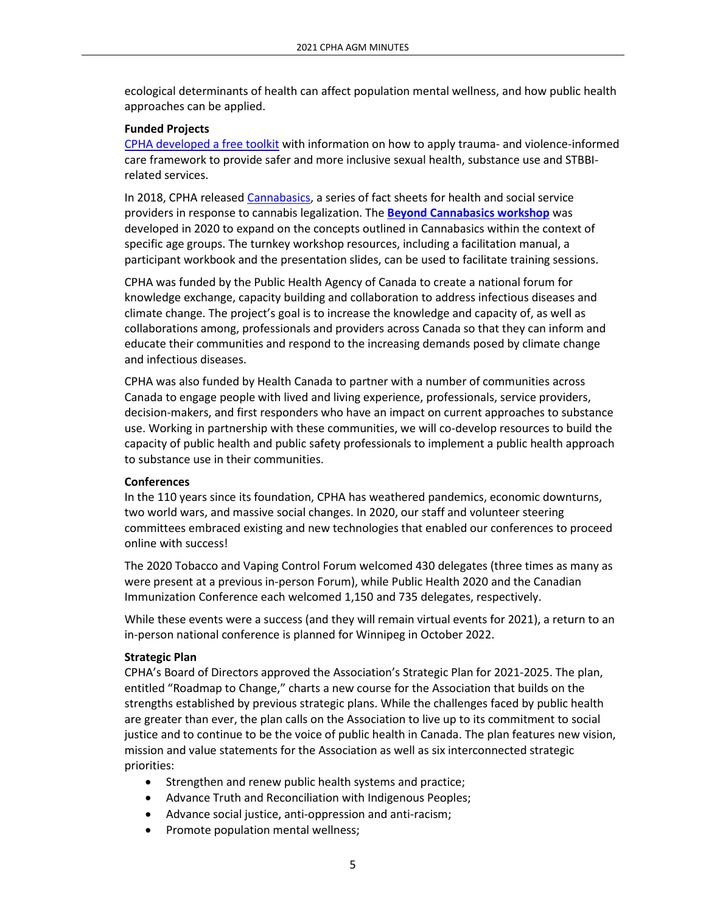ecological determinants of health can affect population mental wellness, and how public health approaches can be applied.

**Funded Projects**

CPHA developed a free toolkit with information on how to apply trauma- and violence-informed care framework to provide safer and more inclusive sexual health, substance use and STBBI-related services.

In 2018, CPHA released Cannabasics, a series of fact sheets for health and social service providers in response to cannabis legalization. The **Beyond Cannabasics workshop** was developed in 2020 to expand on the concepts outlined in Cannabasics within the context of specific age groups. The turnkey workshop resources, including a facilitation manual, a participant workbook and the presentation slides, can be used to facilitate training sessions.

CPHA was funded by the Public Health Agency of Canada to create a national forum for knowledge exchange, capacity building and collaboration to address infectious diseases and climate change. The project's goal is to increase the knowledge and capacity of, as well as collaborations among, professionals and providers across Canada so that they can inform and educate their communities and respond to the increasing demands posed by climate change and infectious diseases.

CPHA was also funded by Health Canada to partner with a number of communities across Canada to engage people with lived and living experience, professionals, service providers, decision-makers, and first responders who have an impact on current approaches to substance use. Working in partnership with these communities, we will co-develop resources to build the capacity of public health and public safety professionals to implement a public health approach to substance use in their communities.

**Conferences**

In the 110 years since its foundation, CPHA has weathered pandemics, economic downturns, two world wars, and massive social changes. In 2020, our staff and volunteer steering committees embraced existing and new technologies that enabled our conferences to proceed online with success!

The 2020 Tobacco and Vaping Control Forum welcomed 430 delegates (three times as many as were present at a previous in-person Forum), while Public Health 2020 and the Canadian Immunization Conference each welcomed 1,150 and 735 delegates, respectively.

While these events were a success (and they will remain virtual events for 2021), a return to an in-person national conference is planned for Winnipeg in October 2022.

**Strategic Plan**

CPHA's Board of Directors approved the Association's Strategic Plan for 2021-2025. The plan, entitled "Roadmap to Change," charts a new course for the Association that builds on the strengths established by previous strategic plans. While the challenges faced by public health are greater than ever, the plan calls on the Association to live up to its commitment to social justice and to continue to be the voice of public health in Canada. The plan features new vision, mission and value statements for the Association as well as six interconnected strategic priorities:

- Strengthen and renew public health systems and practice;
- Advance Truth and Reconciliation with Indigenous Peoples;
- Advance social justice, anti-oppression and anti-racism;
- Promote population mental wellness;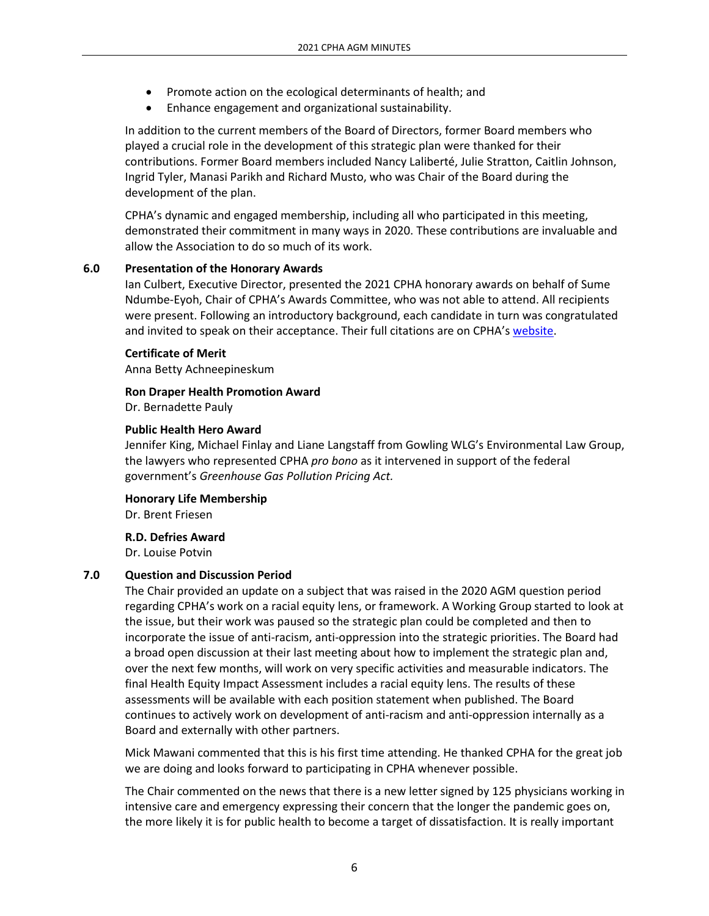- Promote action on the ecological determinants of health; and
- Enhance engagement and organizational sustainability.

In addition to the current members of the Board of Directors, former Board members who played a crucial role in the development of this strategic plan were thanked for their contributions. Former Board members included Nancy Laliberté, Julie Stratton, Caitlin Johnson, Ingrid Tyler, Manasi Parikh and Richard Musto, who was Chair of the Board during the development of the plan.

CPHA's dynamic and engaged membership, including all who participated in this meeting, demonstrated their commitment in many ways in 2020. These contributions are invaluable and allow the Association to do so much of its work.

## 6.0 Presentation of the Honorary Awards

Ian Culbert, Executive Director, presented the 2021 CPHA honorary awards on behalf of Sume Ndumbe-Eyoh, Chair of CPHA's Awards Committee, who was not able to attend. All recipients were present. Following an introductory background, each candidate in turn was congratulated and invited to speak on their acceptance. Their full citations are on CPHA's website.

**Certificate of Merit**
Anna Betty Achneepineskum

**Ron Draper Health Promotion Award**
Dr. Bernadette Pauly

**Public Health Hero Award**
Jennifer King, Michael Finlay and Liane Langstaff from Gowling WLG's Environmental Law Group, the lawyers who represented CPHA *pro bono* as it intervened in support of the federal government's *Greenhouse Gas Pollution Pricing Act.*

**Honorary Life Membership**
Dr. Brent Friesen

**R.D. Defries Award**
Dr. Louise Potvin

## 7.0 Question and Discussion Period

The Chair provided an update on a subject that was raised in the 2020 AGM question period regarding CPHA's work on a racial equity lens, or framework. A Working Group started to look at the issue, but their work was paused so the strategic plan could be completed and then to incorporate the issue of anti-racism, anti-oppression into the strategic priorities. The Board had a broad open discussion at their last meeting about how to implement the strategic plan and, over the next few months, will work on very specific activities and measurable indicators. The final Health Equity Impact Assessment includes a racial equity lens. The results of these assessments will be available with each position statement when published. The Board continues to actively work on development of anti-racism and anti-oppression internally as a Board and externally with other partners.

Mick Mawani commented that this is his first time attending. He thanked CPHA for the great job we are doing and looks forward to participating in CPHA whenever possible.

The Chair commented on the news that there is a new letter signed by 125 physicians working in intensive care and emergency expressing their concern that the longer the pandemic goes on, the more likely it is for public health to become a target of dissatisfaction. It is really important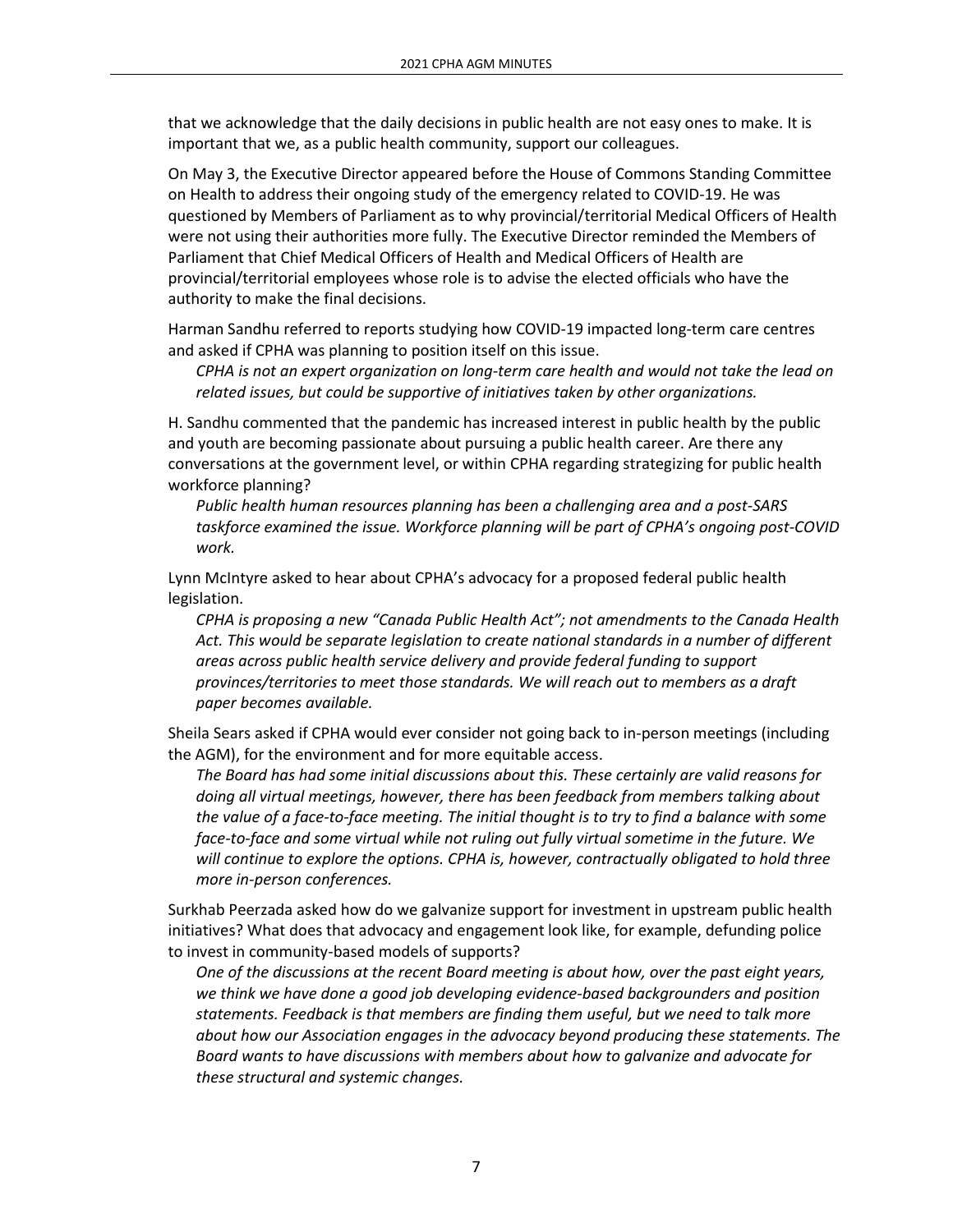that we acknowledge that the daily decisions in public health are not easy ones to make. It is important that we, as a public health community, support our colleagues.

On May 3, the Executive Director appeared before the House of Commons Standing Committee on Health to address their ongoing study of the emergency related to COVID-19. He was questioned by Members of Parliament as to why provincial/territorial Medical Officers of Health were not using their authorities more fully. The Executive Director reminded the Members of Parliament that Chief Medical Officers of Health and Medical Officers of Health are provincial/territorial employees whose role is to advise the elected officials who have the authority to make the final decisions.

Harman Sandhu referred to reports studying how COVID-19 impacted long-term care centres and asked if CPHA was planning to position itself on this issue.

> *CPHA is not an expert organization on long-term care health and would not take the lead on related issues, but could be supportive of initiatives taken by other organizations.*

H. Sandhu commented that the pandemic has increased interest in public health by the public and youth are becoming passionate about pursuing a public health career. Are there any conversations at the government level, or within CPHA regarding strategizing for public health workforce planning?

> *Public health human resources planning has been a challenging area and a post-SARS taskforce examined the issue. Workforce planning will be part of CPHA's ongoing post-COVID work.*

Lynn McIntyre asked to hear about CPHA's advocacy for a proposed federal public health legislation.

> *CPHA is proposing a new "Canada Public Health Act"; not amendments to the Canada Health Act. This would be separate legislation to create national standards in a number of different areas across public health service delivery and provide federal funding to support provinces/territories to meet those standards. We will reach out to members as a draft paper becomes available.*

Sheila Sears asked if CPHA would ever consider not going back to in-person meetings (including the AGM), for the environment and for more equitable access.

> *The Board has had some initial discussions about this. These certainly are valid reasons for doing all virtual meetings, however, there has been feedback from members talking about the value of a face-to-face meeting. The initial thought is to try to find a balance with some face-to-face and some virtual while not ruling out fully virtual sometime in the future. We will continue to explore the options. CPHA is, however, contractually obligated to hold three more in-person conferences.*

Surkhab Peerzada asked how do we galvanize support for investment in upstream public health initiatives? What does that advocacy and engagement look like, for example, defunding police to invest in community-based models of supports?

> *One of the discussions at the recent Board meeting is about how, over the past eight years, we think we have done a good job developing evidence-based backgrounders and position statements. Feedback is that members are finding them useful, but we need to talk more about how our Association engages in the advocacy beyond producing these statements. The Board wants to have discussions with members about how to galvanize and advocate for these structural and systemic changes.*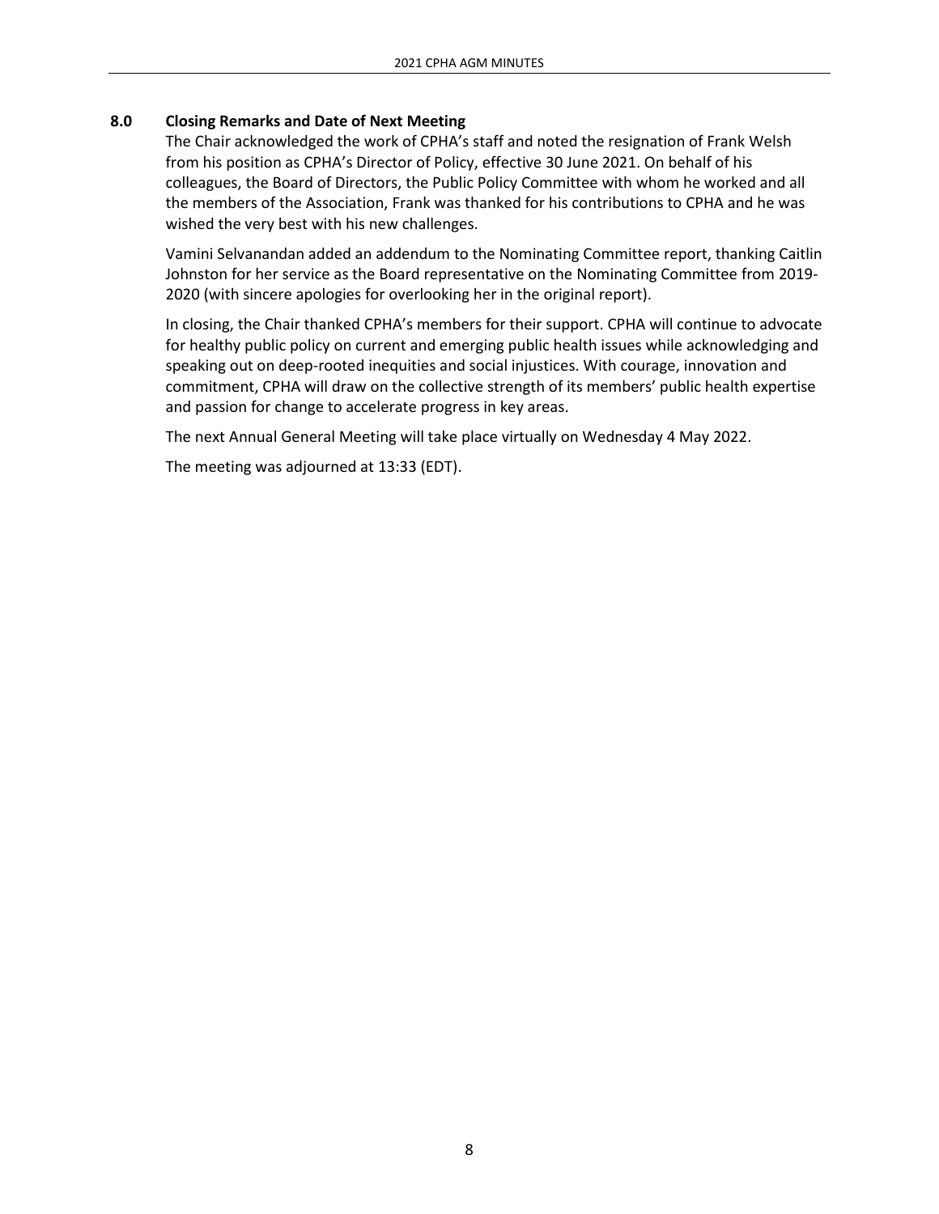## 8.0 Closing Remarks and Date of Next Meeting

The Chair acknowledged the work of CPHA's staff and noted the resignation of Frank Welsh from his position as CPHA's Director of Policy, effective 30 June 2021. On behalf of his colleagues, the Board of Directors, the Public Policy Committee with whom he worked and all the members of the Association, Frank was thanked for his contributions to CPHA and he was wished the very best with his new challenges.

Vamini Selvanandan added an addendum to the Nominating Committee report, thanking Caitlin Johnston for her service as the Board representative on the Nominating Committee from 2019-2020 (with sincere apologies for overlooking her in the original report).

In closing, the Chair thanked CPHA's members for their support. CPHA will continue to advocate for healthy public policy on current and emerging public health issues while acknowledging and speaking out on deep-rooted inequities and social injustices. With courage, innovation and commitment, CPHA will draw on the collective strength of its members' public health expertise and passion for change to accelerate progress in key areas.

The next Annual General Meeting will take place virtually on Wednesday 4 May 2022.

The meeting was adjourned at 13:33 (EDT).